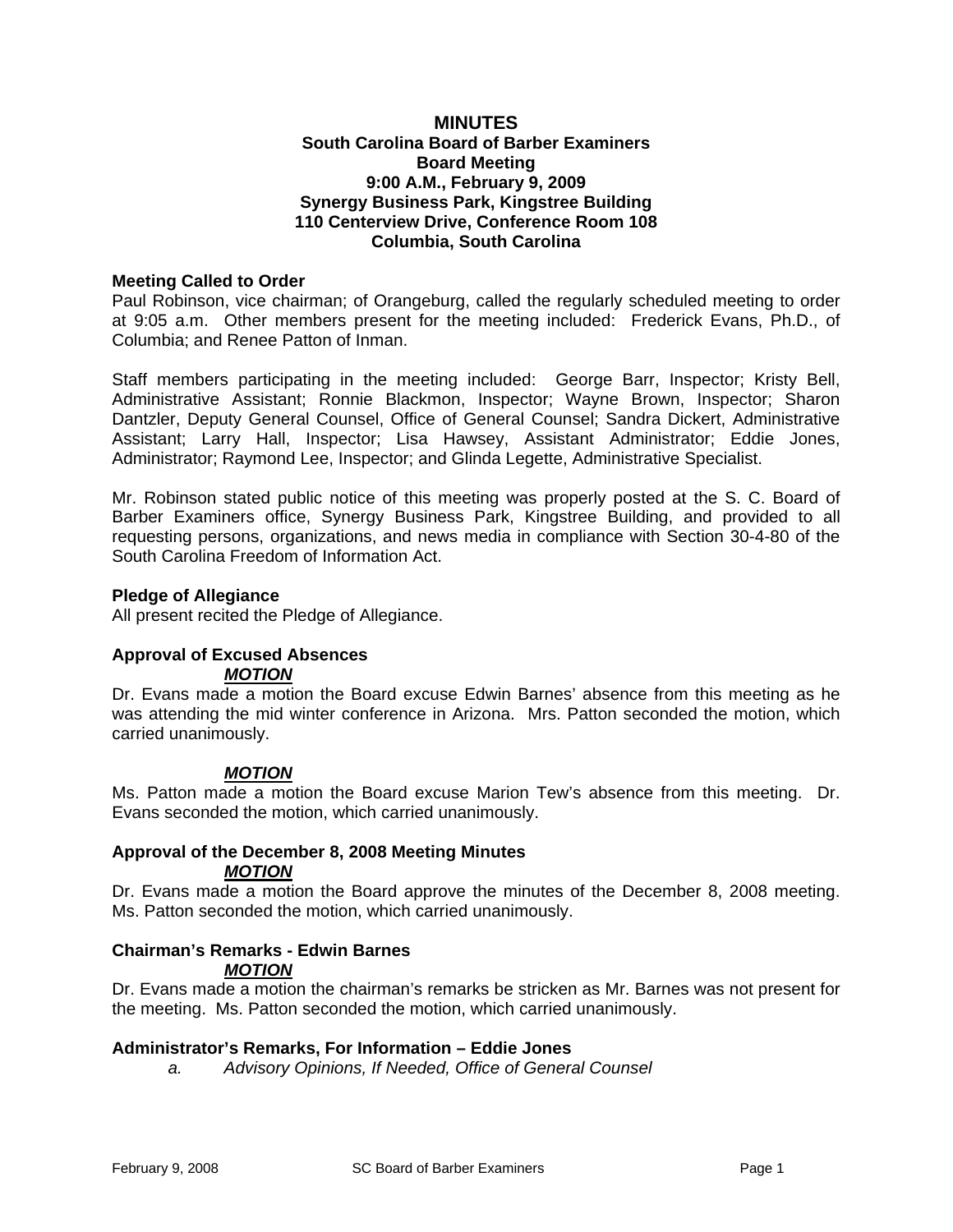**MINUTES**
**South Carolina Board of Barber Examiners**
**Board Meeting**
**9:00 A.M., February 9, 2009**
**Synergy Business Park, Kingstree Building**
**110 Centerview Drive, Conference Room 108**
**Columbia, South Carolina**

### Meeting Called to Order

Paul Robinson, vice chairman; of Orangeburg, called the regularly scheduled meeting to order at 9:05 a.m. Other members present for the meeting included: Frederick Evans, Ph.D., of Columbia; and Renee Patton of Inman.

Staff members participating in the meeting included: George Barr, Inspector; Kristy Bell, Administrative Assistant; Ronnie Blackmon, Inspector; Wayne Brown, Inspector; Sharon Dantzler, Deputy General Counsel, Office of General Counsel; Sandra Dickert, Administrative Assistant; Larry Hall, Inspector; Lisa Hawsey, Assistant Administrator; Eddie Jones, Administrator; Raymond Lee, Inspector; and Glinda Legette, Administrative Specialist.

Mr. Robinson stated public notice of this meeting was properly posted at the S. C. Board of Barber Examiners office, Synergy Business Park, Kingstree Building, and provided to all requesting persons, organizations, and news media in compliance with Section 30-4-80 of the South Carolina Freedom of Information Act.

### Pledge of Allegiance

All present recited the Pledge of Allegiance.

### Approval of Excused Absences

***MOTION***

Dr. Evans made a motion the Board excuse Edwin Barnes' absence from this meeting as he was attending the mid winter conference in Arizona. Mrs. Patton seconded the motion, which carried unanimously.

***MOTION***

Ms. Patton made a motion the Board excuse Marion Tew's absence from this meeting. Dr. Evans seconded the motion, which carried unanimously.

### Approval of the December 8, 2008 Meeting Minutes

***MOTION***

Dr. Evans made a motion the Board approve the minutes of the December 8, 2008 meeting. Ms. Patton seconded the motion, which carried unanimously.

### Chairman's Remarks - Edwin Barnes

***MOTION***

Dr. Evans made a motion the chairman's remarks be stricken as Mr. Barnes was not present for the meeting. Ms. Patton seconded the motion, which carried unanimously.

### Administrator's Remarks, For Information – Eddie Jones

*a. Advisory Opinions, If Needed, Office of General Counsel*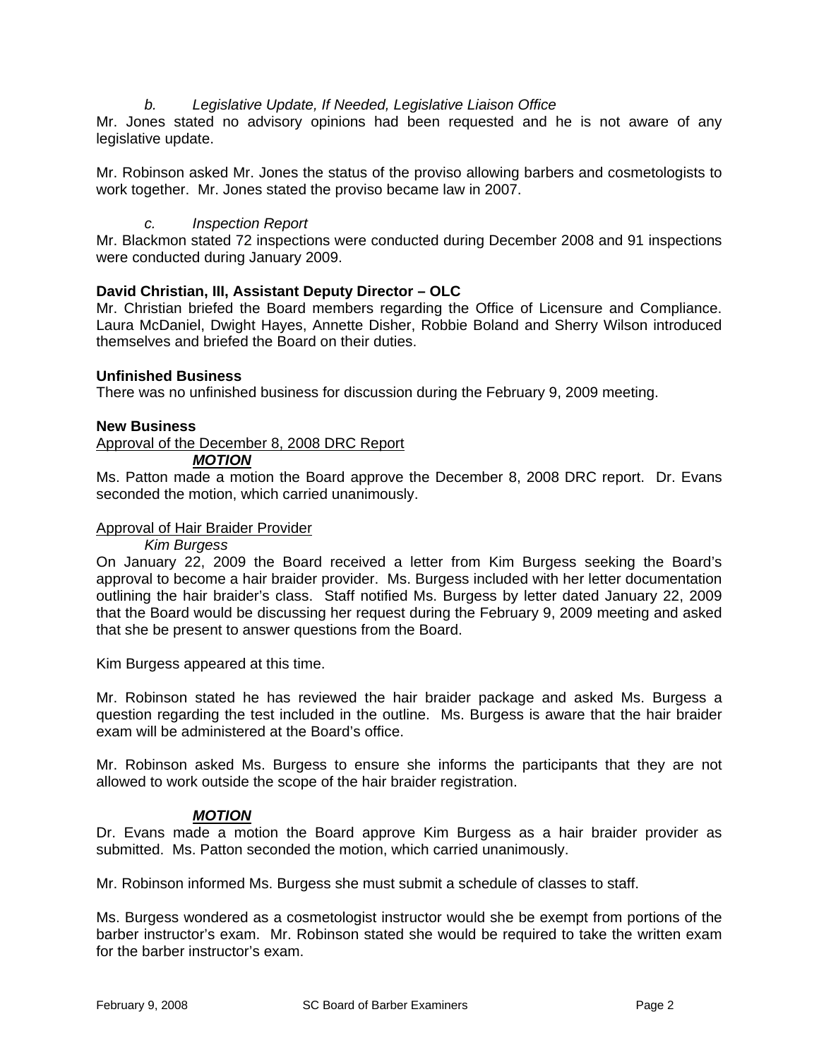*b. Legislative Update, If Needed, Legislative Liaison Office*

Mr. Jones stated no advisory opinions had been requested and he is not aware of any legislative update.

Mr. Robinson asked Mr. Jones the status of the proviso allowing barbers and cosmetologists to work together. Mr. Jones stated the proviso became law in 2007.

*c. Inspection Report*

Mr. Blackmon stated 72 inspections were conducted during December 2008 and 91 inspections were conducted during January 2009.

**David Christian, III, Assistant Deputy Director – OLC**

Mr. Christian briefed the Board members regarding the Office of Licensure and Compliance. Laura McDaniel, Dwight Hayes, Annette Disher, Robbie Boland and Sherry Wilson introduced themselves and briefed the Board on their duties.

**Unfinished Business**

There was no unfinished business for discussion during the February 9, 2009 meeting.

**New Business**

<u>Approval of the December 8, 2008 DRC Report</u>

***<u>MOTION</u>***

Ms. Patton made a motion the Board approve the December 8, 2008 DRC report. Dr. Evans seconded the motion, which carried unanimously.

<u>Approval of Hair Braider Provider</u>

*Kim Burgess*

On January 22, 2009 the Board received a letter from Kim Burgess seeking the Board's approval to become a hair braider provider. Ms. Burgess included with her letter documentation outlining the hair braider's class. Staff notified Ms. Burgess by letter dated January 22, 2009 that the Board would be discussing her request during the February 9, 2009 meeting and asked that she be present to answer questions from the Board.

Kim Burgess appeared at this time.

Mr. Robinson stated he has reviewed the hair braider package and asked Ms. Burgess a question regarding the test included in the outline. Ms. Burgess is aware that the hair braider exam will be administered at the Board's office.

Mr. Robinson asked Ms. Burgess to ensure she informs the participants that they are not allowed to work outside the scope of the hair braider registration.

***<u>MOTION</u>***

Dr. Evans made a motion the Board approve Kim Burgess as a hair braider provider as submitted. Ms. Patton seconded the motion, which carried unanimously.

Mr. Robinson informed Ms. Burgess she must submit a schedule of classes to staff.

Ms. Burgess wondered as a cosmetologist instructor would she be exempt from portions of the barber instructor's exam. Mr. Robinson stated she would be required to take the written exam for the barber instructor's exam.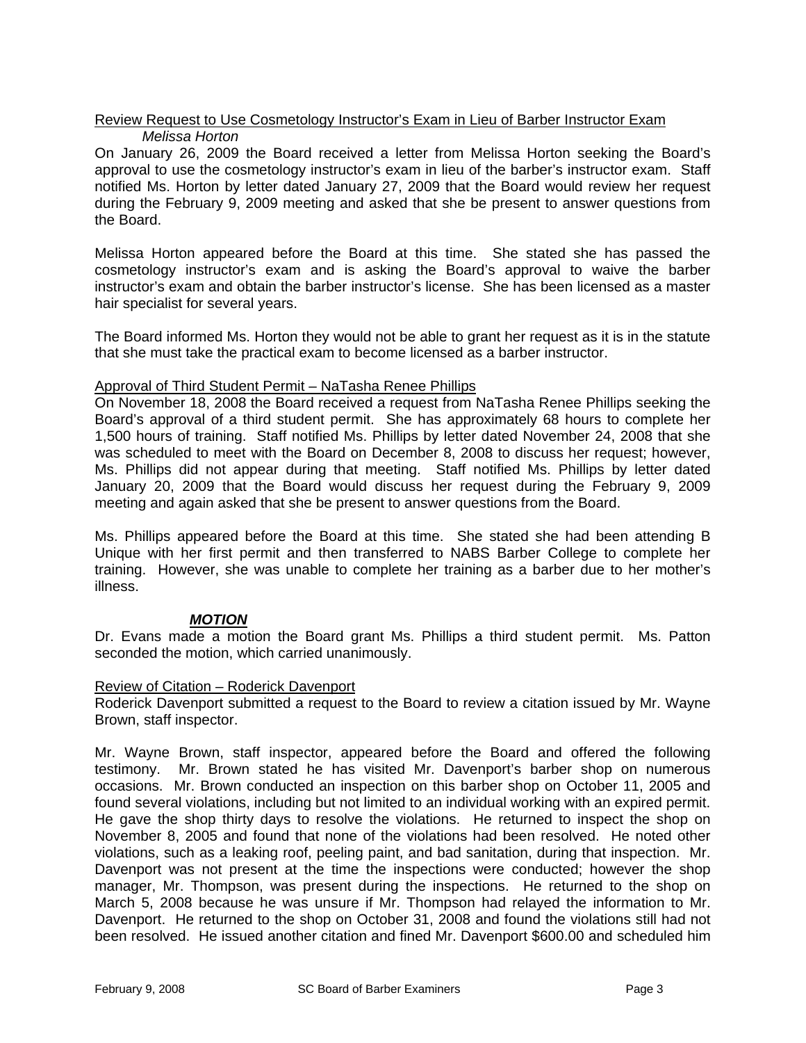Review Request to Use Cosmetology Instructor's Exam in Lieu of Barber Instructor Exam

*Melissa Horton*

On January 26, 2009 the Board received a letter from Melissa Horton seeking the Board's approval to use the cosmetology instructor's exam in lieu of the barber's instructor exam. Staff notified Ms. Horton by letter dated January 27, 2009 that the Board would review her request during the February 9, 2009 meeting and asked that she be present to answer questions from the Board.

Melissa Horton appeared before the Board at this time. She stated she has passed the cosmetology instructor's exam and is asking the Board's approval to waive the barber instructor's exam and obtain the barber instructor's license. She has been licensed as a master hair specialist for several years.

The Board informed Ms. Horton they would not be able to grant her request as it is in the statute that she must take the practical exam to become licensed as a barber instructor.

Approval of Third Student Permit – NaTasha Renee Phillips

On November 18, 2008 the Board received a request from NaTasha Renee Phillips seeking the Board's approval of a third student permit. She has approximately 68 hours to complete her 1,500 hours of training. Staff notified Ms. Phillips by letter dated November 24, 2008 that she was scheduled to meet with the Board on December 8, 2008 to discuss her request; however, Ms. Phillips did not appear during that meeting. Staff notified Ms. Phillips by letter dated January 20, 2009 that the Board would discuss her request during the February 9, 2009 meeting and again asked that she be present to answer questions from the Board.

Ms. Phillips appeared before the Board at this time. She stated she had been attending B Unique with her first permit and then transferred to NABS Barber College to complete her training. However, she was unable to complete her training as a barber due to her mother's illness.

***MOTION***

Dr. Evans made a motion the Board grant Ms. Phillips a third student permit. Ms. Patton seconded the motion, which carried unanimously.

Review of Citation – Roderick Davenport

Roderick Davenport submitted a request to the Board to review a citation issued by Mr. Wayne Brown, staff inspector.

Mr. Wayne Brown, staff inspector, appeared before the Board and offered the following testimony. Mr. Brown stated he has visited Mr. Davenport's barber shop on numerous occasions. Mr. Brown conducted an inspection on this barber shop on October 11, 2005 and found several violations, including but not limited to an individual working with an expired permit. He gave the shop thirty days to resolve the violations. He returned to inspect the shop on November 8, 2005 and found that none of the violations had been resolved. He noted other violations, such as a leaking roof, peeling paint, and bad sanitation, during that inspection. Mr. Davenport was not present at the time the inspections were conducted; however the shop manager, Mr. Thompson, was present during the inspections. He returned to the shop on March 5, 2008 because he was unsure if Mr. Thompson had relayed the information to Mr. Davenport. He returned to the shop on October 31, 2008 and found the violations still had not been resolved. He issued another citation and fined Mr. Davenport $600.00 and scheduled him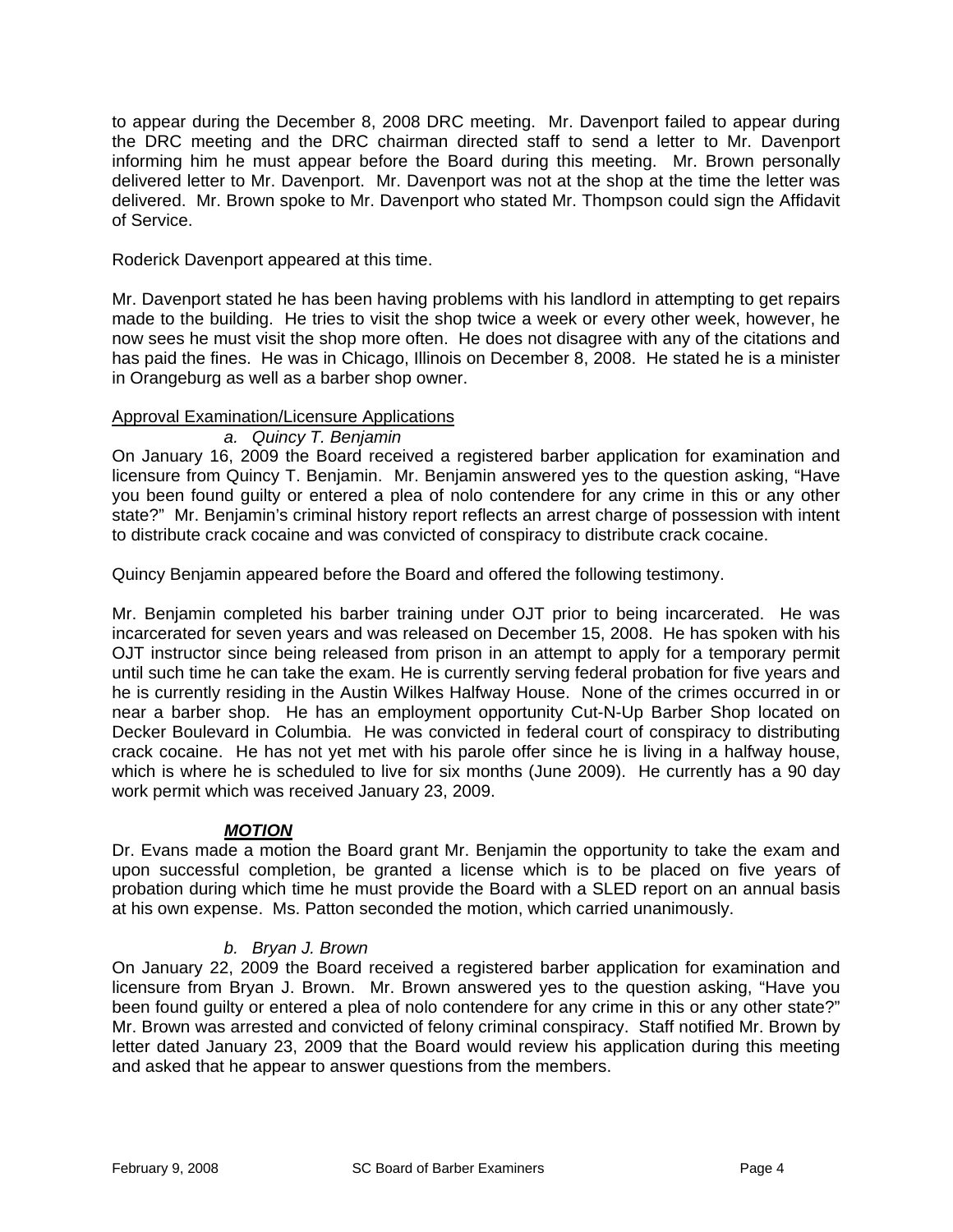to appear during the December 8, 2008 DRC meeting. Mr. Davenport failed to appear during the DRC meeting and the DRC chairman directed staff to send a letter to Mr. Davenport informing him he must appear before the Board during this meeting. Mr. Brown personally delivered letter to Mr. Davenport. Mr. Davenport was not at the shop at the time the letter was delivered. Mr. Brown spoke to Mr. Davenport who stated Mr. Thompson could sign the Affidavit of Service.

Roderick Davenport appeared at this time.

Mr. Davenport stated he has been having problems with his landlord in attempting to get repairs made to the building. He tries to visit the shop twice a week or every other week, however, he now sees he must visit the shop more often. He does not disagree with any of the citations and has paid the fines. He was in Chicago, Illinois on December 8, 2008. He stated he is a minister in Orangeburg as well as a barber shop owner.

Approval Examination/Licensure Applications

*a. Quincy T. Benjamin*

On January 16, 2009 the Board received a registered barber application for examination and licensure from Quincy T. Benjamin. Mr. Benjamin answered yes to the question asking, "Have you been found guilty or entered a plea of nolo contendere for any crime in this or any other state?" Mr. Benjamin's criminal history report reflects an arrest charge of possession with intent to distribute crack cocaine and was convicted of conspiracy to distribute crack cocaine.

Quincy Benjamin appeared before the Board and offered the following testimony.

Mr. Benjamin completed his barber training under OJT prior to being incarcerated. He was incarcerated for seven years and was released on December 15, 2008. He has spoken with his OJT instructor since being released from prison in an attempt to apply for a temporary permit until such time he can take the exam. He is currently serving federal probation for five years and he is currently residing in the Austin Wilkes Halfway House. None of the crimes occurred in or near a barber shop. He has an employment opportunity Cut-N-Up Barber Shop located on Decker Boulevard in Columbia. He was convicted in federal court of conspiracy to distributing crack cocaine. He has not yet met with his parole offer since he is living in a halfway house, which is where he is scheduled to live for six months (June 2009). He currently has a 90 day work permit which was received January 23, 2009.

***MOTION***

Dr. Evans made a motion the Board grant Mr. Benjamin the opportunity to take the exam and upon successful completion, be granted a license which is to be placed on five years of probation during which time he must provide the Board with a SLED report on an annual basis at his own expense. Ms. Patton seconded the motion, which carried unanimously.

*b. Bryan J. Brown*

On January 22, 2009 the Board received a registered barber application for examination and licensure from Bryan J. Brown. Mr. Brown answered yes to the question asking, "Have you been found guilty or entered a plea of nolo contendere for any crime in this or any other state?" Mr. Brown was arrested and convicted of felony criminal conspiracy. Staff notified Mr. Brown by letter dated January 23, 2009 that the Board would review his application during this meeting and asked that he appear to answer questions from the members.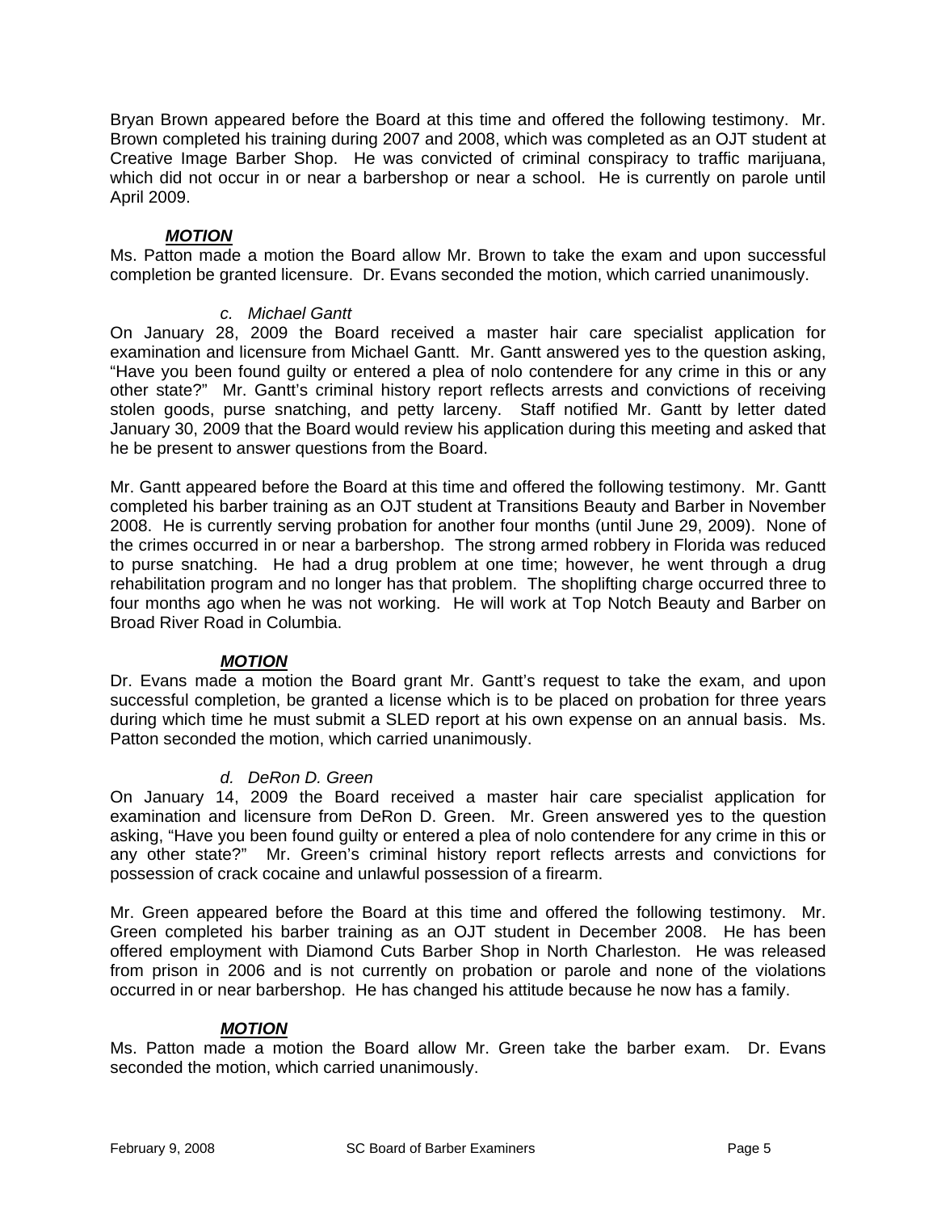Bryan Brown appeared before the Board at this time and offered the following testimony. Mr. Brown completed his training during 2007 and 2008, which was completed as an OJT student at Creative Image Barber Shop. He was convicted of criminal conspiracy to traffic marijuana, which did not occur in or near a barbershop or near a school. He is currently on parole until April 2009.

***MOTION***

Ms. Patton made a motion the Board allow Mr. Brown to take the exam and upon successful completion be granted licensure. Dr. Evans seconded the motion, which carried unanimously.

*c. Michael Gantt*

On January 28, 2009 the Board received a master hair care specialist application for examination and licensure from Michael Gantt. Mr. Gantt answered yes to the question asking, "Have you been found guilty or entered a plea of nolo contendere for any crime in this or any other state?" Mr. Gantt's criminal history report reflects arrests and convictions of receiving stolen goods, purse snatching, and petty larceny. Staff notified Mr. Gantt by letter dated January 30, 2009 that the Board would review his application during this meeting and asked that he be present to answer questions from the Board.

Mr. Gantt appeared before the Board at this time and offered the following testimony. Mr. Gantt completed his barber training as an OJT student at Transitions Beauty and Barber in November 2008. He is currently serving probation for another four months (until June 29, 2009). None of the crimes occurred in or near a barbershop. The strong armed robbery in Florida was reduced to purse snatching. He had a drug problem at one time; however, he went through a drug rehabilitation program and no longer has that problem. The shoplifting charge occurred three to four months ago when he was not working. He will work at Top Notch Beauty and Barber on Broad River Road in Columbia.

***MOTION***

Dr. Evans made a motion the Board grant Mr. Gantt's request to take the exam, and upon successful completion, be granted a license which is to be placed on probation for three years during which time he must submit a SLED report at his own expense on an annual basis. Ms. Patton seconded the motion, which carried unanimously.

*d. DeRon D. Green*

On January 14, 2009 the Board received a master hair care specialist application for examination and licensure from DeRon D. Green. Mr. Green answered yes to the question asking, "Have you been found guilty or entered a plea of nolo contendere for any crime in this or any other state?" Mr. Green's criminal history report reflects arrests and convictions for possession of crack cocaine and unlawful possession of a firearm.

Mr. Green appeared before the Board at this time and offered the following testimony. Mr. Green completed his barber training as an OJT student in December 2008. He has been offered employment with Diamond Cuts Barber Shop in North Charleston. He was released from prison in 2006 and is not currently on probation or parole and none of the violations occurred in or near barbershop. He has changed his attitude because he now has a family.

***MOTION***

Ms. Patton made a motion the Board allow Mr. Green take the barber exam. Dr. Evans seconded the motion, which carried unanimously.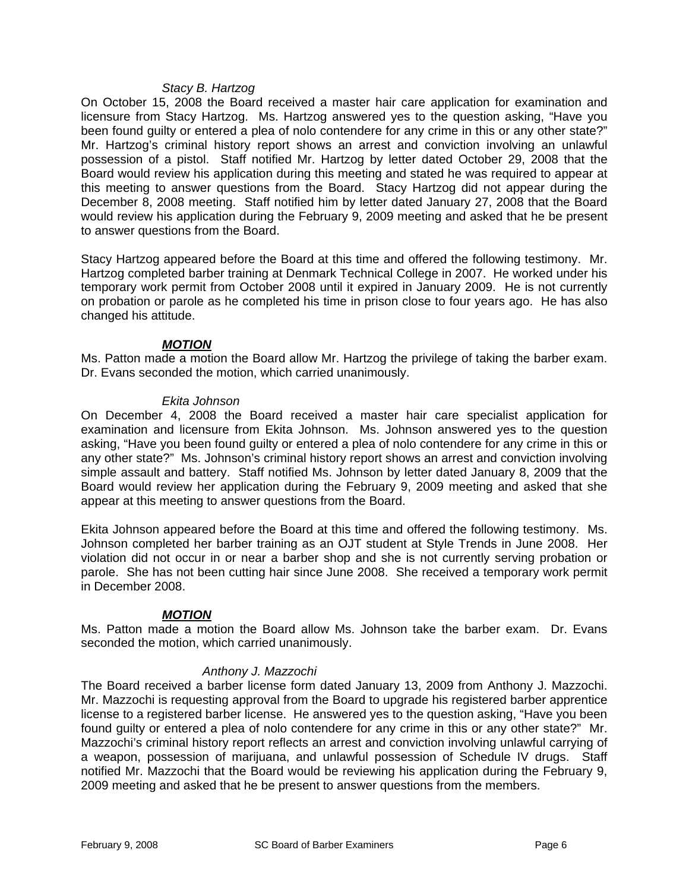*Stacy B. Hartzog*

On October 15, 2008 the Board received a master hair care application for examination and licensure from Stacy Hartzog. Ms. Hartzog answered yes to the question asking, "Have you been found guilty or entered a plea of nolo contendere for any crime in this or any other state?" Mr. Hartzog's criminal history report shows an arrest and conviction involving an unlawful possession of a pistol. Staff notified Mr. Hartzog by letter dated October 29, 2008 that the Board would review his application during this meeting and stated he was required to appear at this meeting to answer questions from the Board. Stacy Hartzog did not appear during the December 8, 2008 meeting. Staff notified him by letter dated January 27, 2008 that the Board would review his application during the February 9, 2009 meeting and asked that he be present to answer questions from the Board.

Stacy Hartzog appeared before the Board at this time and offered the following testimony. Mr. Hartzog completed barber training at Denmark Technical College in 2007. He worked under his temporary work permit from October 2008 until it expired in January 2009. He is not currently on probation or parole as he completed his time in prison close to four years ago. He has also changed his attitude.

***MOTION***

Ms. Patton made a motion the Board allow Mr. Hartzog the privilege of taking the barber exam. Dr. Evans seconded the motion, which carried unanimously.

*Ekita Johnson*

On December 4, 2008 the Board received a master hair care specialist application for examination and licensure from Ekita Johnson. Ms. Johnson answered yes to the question asking, "Have you been found guilty or entered a plea of nolo contendere for any crime in this or any other state?" Ms. Johnson's criminal history report shows an arrest and conviction involving simple assault and battery. Staff notified Ms. Johnson by letter dated January 8, 2009 that the Board would review her application during the February 9, 2009 meeting and asked that she appear at this meeting to answer questions from the Board.

Ekita Johnson appeared before the Board at this time and offered the following testimony. Ms. Johnson completed her barber training as an OJT student at Style Trends in June 2008. Her violation did not occur in or near a barber shop and she is not currently serving probation or parole. She has not been cutting hair since June 2008. She received a temporary work permit in December 2008.

***MOTION***

Ms. Patton made a motion the Board allow Ms. Johnson take the barber exam. Dr. Evans seconded the motion, which carried unanimously.

*Anthony J. Mazzochi*

The Board received a barber license form dated January 13, 2009 from Anthony J. Mazzochi. Mr. Mazzochi is requesting approval from the Board to upgrade his registered barber apprentice license to a registered barber license. He answered yes to the question asking, "Have you been found guilty or entered a plea of nolo contendere for any crime in this or any other state?" Mr. Mazzochi's criminal history report reflects an arrest and conviction involving unlawful carrying of a weapon, possession of marijuana, and unlawful possession of Schedule IV drugs. Staff notified Mr. Mazzochi that the Board would be reviewing his application during the February 9, 2009 meeting and asked that he be present to answer questions from the members.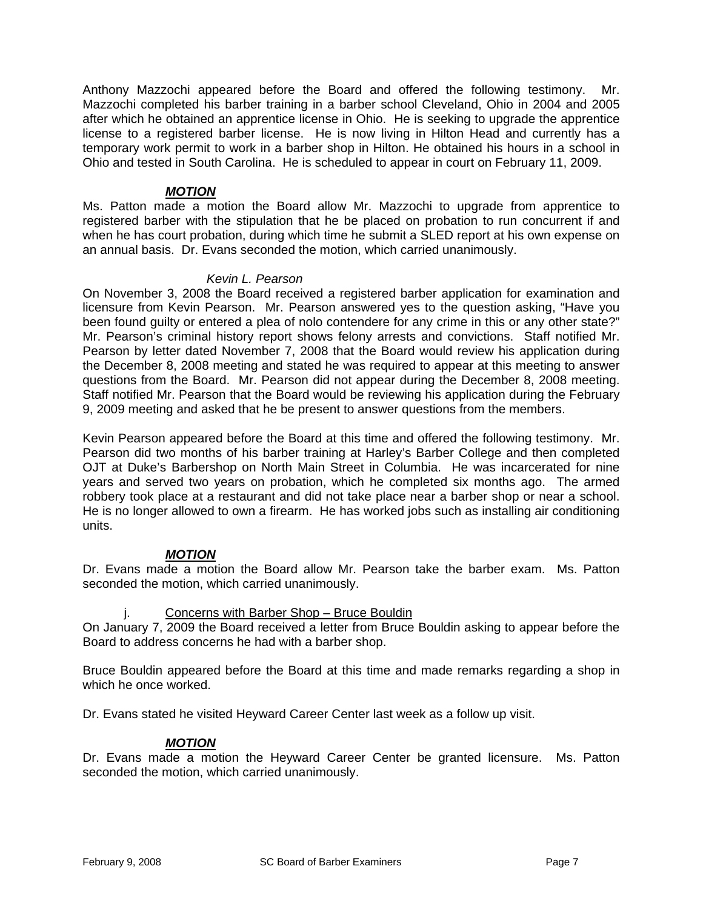Anthony Mazzochi appeared before the Board and offered the following testimony. Mr. Mazzochi completed his barber training in a barber school Cleveland, Ohio in 2004 and 2005 after which he obtained an apprentice license in Ohio. He is seeking to upgrade the apprentice license to a registered barber license. He is now living in Hilton Head and currently has a temporary work permit to work in a barber shop in Hilton. He obtained his hours in a school in Ohio and tested in South Carolina. He is scheduled to appear in court on February 11, 2009.

***MOTION***

Ms. Patton made a motion the Board allow Mr. Mazzochi to upgrade from apprentice to registered barber with the stipulation that he be placed on probation to run concurrent if and when he has court probation, during which time he submit a SLED report at his own expense on an annual basis. Dr. Evans seconded the motion, which carried unanimously.

*Kevin L. Pearson*

On November 3, 2008 the Board received a registered barber application for examination and licensure from Kevin Pearson. Mr. Pearson answered yes to the question asking, "Have you been found guilty or entered a plea of nolo contendere for any crime in this or any other state?" Mr. Pearson's criminal history report shows felony arrests and convictions. Staff notified Mr. Pearson by letter dated November 7, 2008 that the Board would review his application during the December 8, 2008 meeting and stated he was required to appear at this meeting to answer questions from the Board. Mr. Pearson did not appear during the December 8, 2008 meeting. Staff notified Mr. Pearson that the Board would be reviewing his application during the February 9, 2009 meeting and asked that he be present to answer questions from the members.

Kevin Pearson appeared before the Board at this time and offered the following testimony. Mr. Pearson did two months of his barber training at Harley's Barber College and then completed OJT at Duke's Barbershop on North Main Street in Columbia. He was incarcerated for nine years and served two years on probation, which he completed six months ago. The armed robbery took place at a restaurant and did not take place near a barber shop or near a school. He is no longer allowed to own a firearm. He has worked jobs such as installing air conditioning units.

***MOTION***

Dr. Evans made a motion the Board allow Mr. Pearson take the barber exam. Ms. Patton seconded the motion, which carried unanimously.

j. Concerns with Barber Shop – Bruce Bouldin

On January 7, 2009 the Board received a letter from Bruce Bouldin asking to appear before the Board to address concerns he had with a barber shop.

Bruce Bouldin appeared before the Board at this time and made remarks regarding a shop in which he once worked.

Dr. Evans stated he visited Heyward Career Center last week as a follow up visit.

***MOTION***

Dr. Evans made a motion the Heyward Career Center be granted licensure. Ms. Patton seconded the motion, which carried unanimously.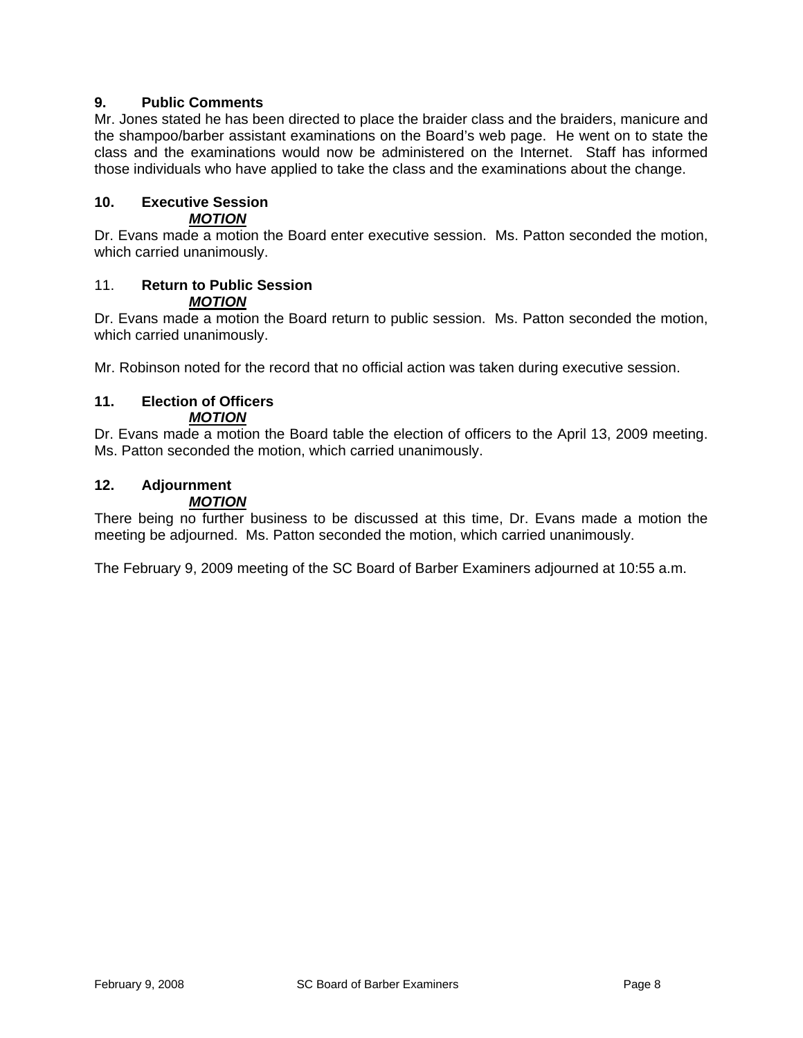**9. Public Comments**

Mr. Jones stated he has been directed to place the braider class and the braiders, manicure and the shampoo/barber assistant examinations on the Board's web page. He went on to state the class and the examinations would now be administered on the Internet. Staff has informed those individuals who have applied to take the class and the examinations about the change.

**10. Executive Session**

***MOTION***

Dr. Evans made a motion the Board enter executive session. Ms. Patton seconded the motion, which carried unanimously.

11. **Return to Public Session**

***MOTION***

Dr. Evans made a motion the Board return to public session. Ms. Patton seconded the motion, which carried unanimously.

Mr. Robinson noted for the record that no official action was taken during executive session.

**11. Election of Officers**

***MOTION***

Dr. Evans made a motion the Board table the election of officers to the April 13, 2009 meeting. Ms. Patton seconded the motion, which carried unanimously.

**12. Adjournment**

***MOTION***

There being no further business to be discussed at this time, Dr. Evans made a motion the meeting be adjourned. Ms. Patton seconded the motion, which carried unanimously.

The February 9, 2009 meeting of the SC Board of Barber Examiners adjourned at 10:55 a.m.